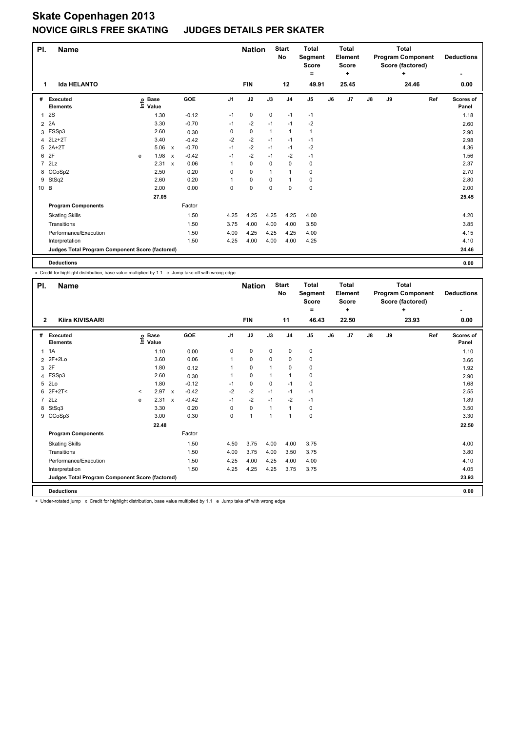# Skate Copenhagen 2013

## NOVICE GIRLS FREE SKATING JUDGES DETAILS PER SKATER

| Pl. | Name | Nation | Start No | Total Segment Score = | Total Element Score + | Total Program Component Score (factored) + | Deductions - |
|---|---|---|---|---|---|---|---|
| 1 | Ida HELANTO | FIN | 12 | 49.91 | 25.45 | 24.46 | 0.00 |

| # | Executed Elements | Info | Base Value | | GOE | J1 | J2 | J3 | J4 | J5 | J6 | J7 | J8 | J9 | Ref | Scores of Panel |
|---|---|---|---|---|---|---|---|---|---|---|---|---|---|---|---|---|
| 1 | 2S | | 1.30 | | -0.12 | -1 | 0 | 0 | -1 | -1 | | | | | | 1.18 |
| 2 | 2A | | 3.30 | | -0.70 | -1 | -2 | -1 | -1 | -2 | | | | | | 2.60 |
| 3 | FSSp3 | | 2.60 | | 0.30 | 0 | 0 | 1 | 1 | 1 | | | | | | 2.90 |
| 4 | 2Lz+2T | | 3.40 | | -0.42 | -2 | -2 | -1 | -1 | -1 | | | | | | 2.98 |
| 5 | 2A+2T | | 5.06 | x | -0.70 | -1 | -2 | -1 | -1 | -2 | | | | | | 4.36 |
| 6 | 2F | e | 1.98 | x | -0.42 | -1 | -2 | -1 | -2 | -1 | | | | | | 1.56 |
| 7 | 2Lz | | 2.31 | x | 0.06 | 1 | 0 | 0 | 0 | 0 | | | | | | 2.37 |
| 8 | CCoSp2 | | 2.50 | | 0.20 | 0 | 0 | 1 | 1 | 0 | | | | | | 2.70 |
| 9 | StSq2 | | 2.60 | | 0.20 | 1 | 0 | 0 | 1 | 0 | | | | | | 2.80 |
| 10 | B | | 2.00 | | 0.00 | 0 | 0 | 0 | 0 | 0 | | | | | | 2.00 |
| | | | 27.05 | | | | | | | | | | | | | 25.45 |
| | **Program Components** | | | | Factor | | | | | | | | | | | |
| | Skating Skills | | | | 1.50 | 4.25 | 4.25 | 4.25 | 4.25 | 4.00 | | | | | | 4.20 |
| | Transitions | | | | 1.50 | 3.75 | 4.00 | 4.00 | 4.00 | 3.50 | | | | | | 3.85 |
| | Performance/Execution | | | | 1.50 | 4.00 | 4.25 | 4.25 | 4.25 | 4.00 | | | | | | 4.15 |
| | Interpretation | | | | 1.50 | 4.25 | 4.00 | 4.00 | 4.00 | 4.25 | | | | | | 4.10 |
| | **Judges Total Program Component Score (factored)** | | | | | | | | | | | | | | | 24.46 |
| | **Deductions** | | | | | | | | | | | | | | | 0.00 |

x Credit for highlight distribution, base value multiplied by 1.1 e Jump take off with wrong edge

| Pl. | Name | Nation | Start No | Total Segment Score = | Total Element Score + | Total Program Component Score (factored) + | Deductions - |
|---|---|---|---|---|---|---|---|
| 2 | Kiira KIVISAARI | FIN | 11 | 46.43 | 22.50 | 23.93 | 0.00 |

| # | Executed Elements | Info | Base Value | | GOE | J1 | J2 | J3 | J4 | J5 | J6 | J7 | J8 | J9 | Ref | Scores of Panel |
|---|---|---|---|---|---|---|---|---|---|---|---|---|---|---|---|---|
| 1 | 1A | | 1.10 | | 0.00 | 0 | 0 | 0 | 0 | 0 | | | | | | 1.10 |
| 2 | 2F+2Lo | | 3.60 | | 0.06 | 1 | 0 | 0 | 0 | 0 | | | | | | 3.66 |
| 3 | 2F | | 1.80 | | 0.12 | 1 | 0 | 1 | 0 | 0 | | | | | | 1.92 |
| 4 | FSSp3 | | 2.60 | | 0.30 | 1 | 0 | 1 | 1 | 0 | | | | | | 2.90 |
| 5 | 2Lo | | 1.80 | | -0.12 | -1 | 0 | 0 | -1 | 0 | | | | | | 1.68 |
| 6 | 2F+2T< | < | 2.97 | x | -0.42 | -2 | -2 | -1 | -1 | -1 | | | | | | 2.55 |
| 7 | 2Lz | e | 2.31 | x | -0.42 | -1 | -2 | -1 | -2 | -1 | | | | | | 1.89 |
| 8 | StSq3 | | 3.30 | | 0.20 | 0 | 0 | 1 | 1 | 0 | | | | | | 3.50 |
| 9 | CCoSp3 | | 3.00 | | 0.30 | 0 | 1 | 1 | 1 | 0 | | | | | | 3.30 |
| | | | 22.48 | | | | | | | | | | | | | 22.50 |
| | **Program Components** | | | | Factor | | | | | | | | | | | |
| | Skating Skills | | | | 1.50 | 4.50 | 3.75 | 4.00 | 4.00 | 3.75 | | | | | | 4.00 |
| | Transitions | | | | 1.50 | 4.00 | 3.75 | 4.00 | 3.50 | 3.75 | | | | | | 3.80 |
| | Performance/Execution | | | | 1.50 | 4.25 | 4.00 | 4.25 | 4.00 | 4.00 | | | | | | 4.10 |
| | Interpretation | | | | 1.50 | 4.25 | 4.25 | 4.25 | 3.75 | 3.75 | | | | | | 4.05 |
| | **Judges Total Program Component Score (factored)** | | | | | | | | | | | | | | | 23.93 |
| | **Deductions** | | | | | | | | | | | | | | | 0.00 |

< Under-rotated jump x Credit for highlight distribution, base value multiplied by 1.1 e Jump take off with wrong edge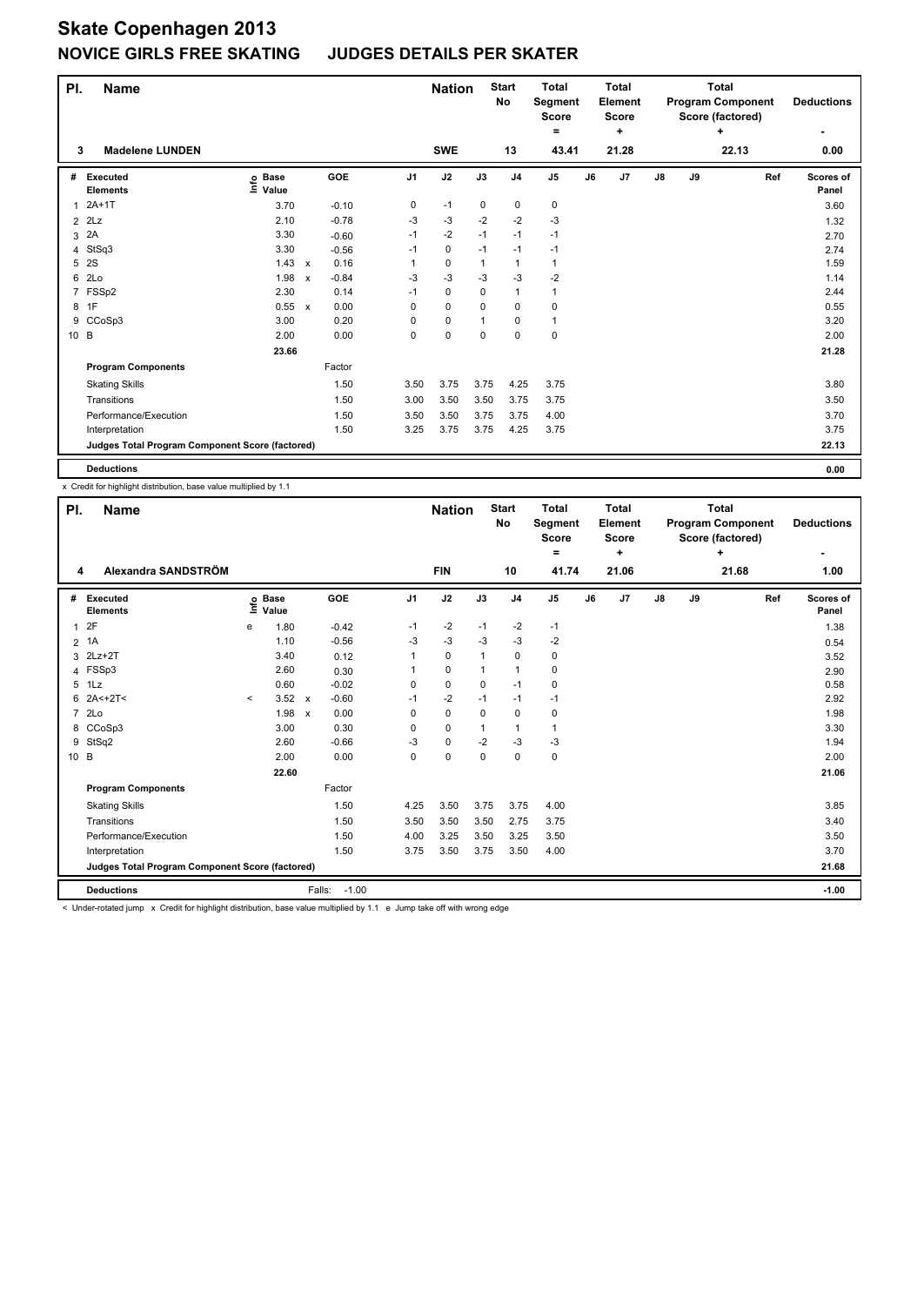# Skate Copenhagen 2013

## NOVICE GIRLS FREE SKATING JUDGES DETAILS PER SKATER

| Pl. | Name | Nation | Start No | Total Segment Score = | Total Element Score + | Total Program Component Score (factored) + | Deductions - |
|---|---|---|---|---|---|---|---|
| 3 | Madelene LUNDEN | SWE | 13 | 43.41 | 21.28 | 22.13 | 0.00 |

| # | Executed Elements | Info | Base Value | | GOE | J1 | J2 | J3 | J4 | J5 | J6 | J7 | J8 | J9 | Ref | Scores of Panel |
|---|---|---|---|---|---|---|---|---|---|---|---|---|---|---|---|---|
| 1 | 2A+1T | | 3.70 | | -0.10 | 0 | -1 | 0 | 0 | 0 | | | | | | 3.60 |
| 2 | 2Lz | | 2.10 | | -0.78 | -3 | -3 | -2 | -2 | -3 | | | | | | 1.32 |
| 3 | 2A | | 3.30 | | -0.60 | -1 | -2 | -1 | -1 | -1 | | | | | | 2.70 |
| 4 | StSq3 | | 3.30 | | -0.56 | -1 | 0 | -1 | -1 | -1 | | | | | | 2.74 |
| 5 | 2S | | 1.43 | x | 0.16 | 1 | 0 | 1 | 1 | 1 | | | | | | 1.59 |
| 6 | 2Lo | | 1.98 | x | -0.84 | -3 | -3 | -3 | -3 | -2 | | | | | | 1.14 |
| 7 | FSSp2 | | 2.30 | | 0.14 | -1 | 0 | 0 | 1 | 1 | | | | | | 2.44 |
| 8 | 1F | | 0.55 | x | 0.00 | 0 | 0 | 0 | 0 | 0 | | | | | | 0.55 |
| 9 | CCoSp3 | | 3.00 | | 0.20 | 0 | 0 | 1 | 0 | 1 | | | | | | 3.20 |
| 10 | B | | 2.00 | | 0.00 | 0 | 0 | 0 | 0 | 0 | | | | | | 2.00 |
| | | | 23.66 | | | | | | | | | | | | | 21.28 |
| | **Program Components** | | | | Factor | | | | | | | | | | | |
| | Skating Skills | | | | 1.50 | 3.50 | 3.75 | 3.75 | 4.25 | 3.75 | | | | | | 3.80 |
| | Transitions | | | | 1.50 | 3.00 | 3.50 | 3.50 | 3.75 | 3.75 | | | | | | 3.50 |
| | Performance/Execution | | | | 1.50 | 3.50 | 3.50 | 3.75 | 3.75 | 4.00 | | | | | | 3.70 |
| | Interpretation | | | | 1.50 | 3.25 | 3.75 | 3.75 | 4.25 | 3.75 | | | | | | 3.75 |
| | **Judges Total Program Component Score (factored)** | | | | | | | | | | | | | | | 22.13 |
| | **Deductions** | | | | | | | | | | | | | | | 0.00 |

x Credit for highlight distribution, base value multiplied by 1.1

| Pl. | Name | Nation | Start No | Total Segment Score = | Total Element Score + | Total Program Component Score (factored) + | Deductions - |
|---|---|---|---|---|---|---|---|
| 4 | Alexandra SANDSTRÖM | FIN | 10 | 41.74 | 21.06 | 21.68 | 1.00 |

| # | Executed Elements | Info | Base Value | | GOE | J1 | J2 | J3 | J4 | J5 | J6 | J7 | J8 | J9 | Ref | Scores of Panel |
|---|---|---|---|---|---|---|---|---|---|---|---|---|---|---|---|---|
| 1 | 2F | e | 1.80 | | -0.42 | -1 | -2 | -1 | -2 | -1 | | | | | | 1.38 |
| 2 | 1A | | 1.10 | | -0.56 | -3 | -3 | -3 | -3 | -2 | | | | | | 0.54 |
| 3 | 2Lz+2T | | 3.40 | | 0.12 | 1 | 0 | 1 | 0 | 0 | | | | | | 3.52 |
| 4 | FSSp3 | | 2.60 | | 0.30 | 1 | 0 | 1 | 1 | 0 | | | | | | 2.90 |
| 5 | 1Lz | | 0.60 | | -0.02 | 0 | 0 | 0 | -1 | 0 | | | | | | 0.58 |
| 6 | 2A<+2T< | < | 3.52 | x | -0.60 | -1 | -2 | -1 | -1 | -1 | | | | | | 2.92 |
| 7 | 2Lo | | 1.98 | x | 0.00 | 0 | 0 | 0 | 0 | 0 | | | | | | 1.98 |
| 8 | CCoSp3 | | 3.00 | | 0.30 | 0 | 0 | 1 | 1 | 1 | | | | | | 3.30 |
| 9 | StSq2 | | 2.60 | | -0.66 | -3 | 0 | -2 | -3 | -3 | | | | | | 1.94 |
| 10 | B | | 2.00 | | 0.00 | 0 | 0 | 0 | 0 | 0 | | | | | | 2.00 |
| | | | 22.60 | | | | | | | | | | | | | 21.06 |
| | **Program Components** | | | | Factor | | | | | | | | | | | |
| | Skating Skills | | | | 1.50 | 4.25 | 3.50 | 3.75 | 3.75 | 4.00 | | | | | | 3.85 |
| | Transitions | | | | 1.50 | 3.50 | 3.50 | 3.50 | 2.75 | 3.75 | | | | | | 3.40 |
| | Performance/Execution | | | | 1.50 | 4.00 | 3.25 | 3.50 | 3.25 | 3.50 | | | | | | 3.50 |
| | Interpretation | | | | 1.50 | 3.75 | 3.50 | 3.75 | 3.50 | 4.00 | | | | | | 3.70 |
| | **Judges Total Program Component Score (factored)** | | | | | | | | | | | | | | | 21.68 |
| | **Deductions** | | | | Falls: -1.00 | | | | | | | | | | | -1.00 |

< Under-rotated jump x Credit for highlight distribution, base value multiplied by 1.1 e Jump take off with wrong edge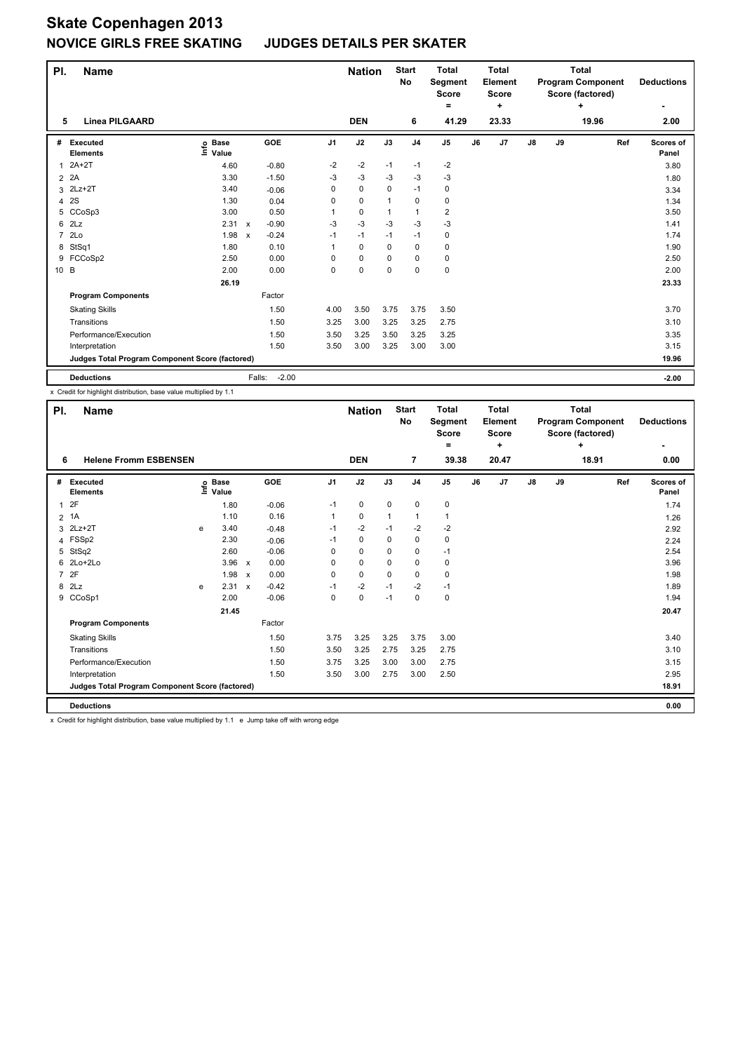# Skate Copenhagen 2013

## NOVICE GIRLS FREE SKATING JUDGES DETAILS PER SKATER

| Pl. | Name | Nation | Start No | Total Segment Score = | Total Element Score + | Total Program Component Score (factored) + | Deductions - |
|---|---|---|---|---|---|---|---|
| 5 | Linea PILGAARD | DEN | 6 | 41.29 | 23.33 | 19.96 | 2.00 |

| # | Executed Elements | Info | Base Value | | GOE | J1 | J2 | J3 | J4 | J5 | J6 | J7 | J8 | J9 | Ref | Scores of Panel |
|---|---|---|---|---|---|---|---|---|---|---|---|---|---|---|---|---|
| 1 | 2A+2T | | 4.60 | | -0.80 | -2 | -2 | -1 | -1 | -2 | | | | | | 3.80 |
| 2 | 2A | | 3.30 | | -1.50 | -3 | -3 | -3 | -3 | -3 | | | | | | 1.80 |
| 3 | 2Lz+2T | | 3.40 | | -0.06 | 0 | 0 | 0 | -1 | 0 | | | | | | 3.34 |
| 4 | 2S | | 1.30 | | 0.04 | 0 | 0 | 1 | 0 | 0 | | | | | | 1.34 |
| 5 | CCoSp3 | | 3.00 | | 0.50 | 1 | 0 | 1 | 1 | 2 | | | | | | 3.50 |
| 6 | 2Lz | | 2.31 | x | -0.90 | -3 | -3 | -3 | -3 | -3 | | | | | | 1.41 |
| 7 | 2Lo | | 1.98 | x | -0.24 | -1 | -1 | -1 | -1 | 0 | | | | | | 1.74 |
| 8 | StSq1 | | 1.80 | | 0.10 | 1 | 0 | 0 | 0 | 0 | | | | | | 1.90 |
| 9 | FCCoSp2 | | 2.50 | | 0.00 | 0 | 0 | 0 | 0 | 0 | | | | | | 2.50 |
| 10 | B | | 2.00 | | 0.00 | 0 | 0 | 0 | 0 | 0 | | | | | | 2.00 |
| | | | 26.19 | | | | | | | | | | | | | 23.33 |

| Program Components | Factor | J1 | J2 | J3 | J4 | J5 | J6 | J7 | J8 | J9 | Ref | Scores of Panel |
|---|---|---|---|---|---|---|---|---|---|---|---|---|
| Skating Skills | 1.50 | 4.00 | 3.50 | 3.75 | 3.75 | 3.50 | | | | | | 3.70 |
| Transitions | 1.50 | 3.25 | 3.00 | 3.25 | 3.25 | 2.75 | | | | | | 3.10 |
| Performance/Execution | 1.50 | 3.50 | 3.25 | 3.50 | 3.25 | 3.25 | | | | | | 3.35 |
| Interpretation | 1.50 | 3.50 | 3.00 | 3.25 | 3.00 | 3.00 | | | | | | 3.15 |
| Judges Total Program Component Score (factored) | | | | | | | | | | | | 19.96 |

| Deductions | Falls: -2.00 | -2.00 |
|---|---|---|

x Credit for highlight distribution, base value multiplied by 1.1

| Pl. | Name | Nation | Start No | Total Segment Score = | Total Element Score + | Total Program Component Score (factored) + | Deductions - |
|---|---|---|---|---|---|---|---|
| 6 | Helene Fromm ESBENSEN | DEN | 7 | 39.38 | 20.47 | 18.91 | 0.00 |

| # | Executed Elements | Info | Base Value | | GOE | J1 | J2 | J3 | J4 | J5 | J6 | J7 | J8 | J9 | Ref | Scores of Panel |
|---|---|---|---|---|---|---|---|---|---|---|---|---|---|---|---|---|
| 1 | 2F | | 1.80 | | -0.06 | -1 | 0 | 0 | 0 | 0 | | | | | | 1.74 |
| 2 | 1A | | 1.10 | | 0.16 | 1 | 0 | 1 | 1 | 1 | | | | | | 1.26 |
| 3 | 2Lz+2T | e | 3.40 | | -0.48 | -1 | -2 | -1 | -2 | -2 | | | | | | 2.92 |
| 4 | FSSp2 | | 2.30 | | -0.06 | -1 | 0 | 0 | 0 | 0 | | | | | | 2.24 |
| 5 | StSq2 | | 2.60 | | -0.06 | 0 | 0 | 0 | 0 | -1 | | | | | | 2.54 |
| 6 | 2Lo+2Lo | | 3.96 | x | 0.00 | 0 | 0 | 0 | 0 | 0 | | | | | | 3.96 |
| 7 | 2F | | 1.98 | x | 0.00 | 0 | 0 | 0 | 0 | 0 | | | | | | 1.98 |
| 8 | 2Lz | e | 2.31 | x | -0.42 | -1 | -2 | -1 | -2 | -1 | | | | | | 1.89 |
| 9 | CCoSp1 | | 2.00 | | -0.06 | 0 | 0 | -1 | 0 | 0 | | | | | | 1.94 |
| | | | 21.45 | | | | | | | | | | | | | 20.47 |

| Program Components | Factor | J1 | J2 | J3 | J4 | J5 | J6 | J7 | J8 | J9 | Ref | Scores of Panel |
|---|---|---|---|---|---|---|---|---|---|---|---|---|
| Skating Skills | 1.50 | 3.75 | 3.25 | 3.25 | 3.75 | 3.00 | | | | | | 3.40 |
| Transitions | 1.50 | 3.50 | 3.25 | 2.75 | 3.25 | 2.75 | | | | | | 3.10 |
| Performance/Execution | 1.50 | 3.75 | 3.25 | 3.00 | 3.00 | 2.75 | | | | | | 3.15 |
| Interpretation | 1.50 | 3.50 | 3.00 | 2.75 | 3.00 | 2.50 | | | | | | 2.95 |
| Judges Total Program Component Score (factored) | | | | | | | | | | | | 18.91 |

| Deductions | | 0.00 |
|---|---|---|

x Credit for highlight distribution, base value multiplied by 1.1 e Jump take off with wrong edge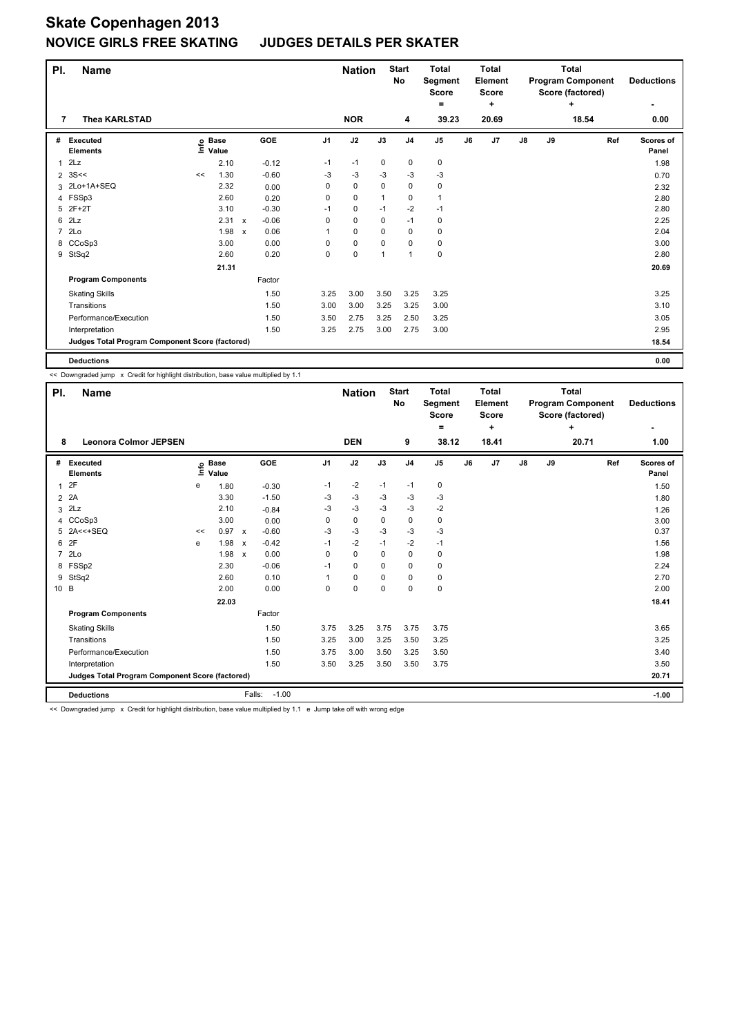# Skate Copenhagen 2013

## NOVICE GIRLS FREE SKATING JUDGES DETAILS PER SKATER

| Pl. | Name | Nation | Start No | Total Segment Score = | Total Element Score + | Total Program Component Score (factored) + | Deductions - |
|---|---|---|---|---|---|---|---|
| 7 | Thea KARLSTAD | NOR | 4 | 39.23 | 20.69 | 18.54 | 0.00 |

| # | Executed Elements | Info | Base Value | | GOE | J1 | J2 | J3 | J4 | J5 | J6 | J7 | J8 | J9 | Ref | Scores of Panel |
|---|---|---|---|---|---|---|---|---|---|---|---|---|---|---|---|---|
| 1 | 2Lz | | 2.10 | | -0.12 | -1 | -1 | 0 | 0 | 0 | | | | | | 1.98 |
| 2 | 3S<< | << | 1.30 | | -0.60 | -3 | -3 | -3 | -3 | -3 | | | | | | 0.70 |
| 3 | 2Lo+1A+SEQ | | 2.32 | | 0.00 | 0 | 0 | 0 | 0 | 0 | | | | | | 2.32 |
| 4 | FSSp3 | | 2.60 | | 0.20 | 0 | 0 | 1 | 0 | 1 | | | | | | 2.80 |
| 5 | 2F+2T | | 3.10 | | -0.30 | -1 | 0 | -1 | -2 | -1 | | | | | | 2.80 |
| 6 | 2Lz | | 2.31 | x | -0.06 | 0 | 0 | 0 | -1 | 0 | | | | | | 2.25 |
| 7 | 2Lo | | 1.98 | x | 0.06 | 1 | 0 | 0 | 0 | 0 | | | | | | 2.04 |
| 8 | CCoSp3 | | 3.00 | | 0.00 | 0 | 0 | 0 | 0 | 0 | | | | | | 3.00 |
| 9 | StSq2 | | 2.60 | | 0.20 | 0 | 0 | 1 | 1 | 0 | | | | | | 2.80 |
| | | | 21.31 | | | | | | | | | | | | | 20.69 |
| | **Program Components** | | | | Factor | | | | | | | | | | | |
| | Skating Skills | | | | 1.50 | 3.25 | 3.00 | 3.50 | 3.25 | 3.25 | | | | | | 3.25 |
| | Transitions | | | | 1.50 | 3.00 | 3.00 | 3.25 | 3.25 | 3.00 | | | | | | 3.10 |
| | Performance/Execution | | | | 1.50 | 3.50 | 2.75 | 3.25 | 2.50 | 3.25 | | | | | | 3.05 |
| | Interpretation | | | | 1.50 | 3.25 | 2.75 | 3.00 | 2.75 | 3.00 | | | | | | 2.95 |
| | **Judges Total Program Component Score (factored)** | | | | | | | | | | | | | | | 18.54 |
| | **Deductions** | | | | | | | | | | | | | | | 0.00 |

<< Downgraded jump x Credit for highlight distribution, base value multiplied by 1.1

| Pl. | Name | Nation | Start No | Total Segment Score = | Total Element Score + | Total Program Component Score (factored) + | Deductions - |
|---|---|---|---|---|---|---|---|
| 8 | Leonora Colmor JEPSEN | DEN | 9 | 38.12 | 18.41 | 20.71 | 1.00 |

| # | Executed Elements | Info | Base Value | | GOE | J1 | J2 | J3 | J4 | J5 | J6 | J7 | J8 | J9 | Ref | Scores of Panel |
|---|---|---|---|---|---|---|---|---|---|---|---|---|---|---|---|---|
| 1 | 2F | e | 1.80 | | -0.30 | -1 | -2 | -1 | -1 | 0 | | | | | | 1.50 |
| 2 | 2A | | 3.30 | | -1.50 | -3 | -3 | -3 | -3 | -3 | | | | | | 1.80 |
| 3 | 2Lz | | 2.10 | | -0.84 | -3 | -3 | -3 | -3 | -2 | | | | | | 1.26 |
| 4 | CCoSp3 | | 3.00 | | 0.00 | 0 | 0 | 0 | 0 | 0 | | | | | | 3.00 |
| 5 | 2A<<+SEQ | << | 0.97 | x | -0.60 | -3 | -3 | -3 | -3 | -3 | | | | | | 0.37 |
| 6 | 2F | e | 1.98 | x | -0.42 | -1 | -2 | -1 | -2 | -1 | | | | | | 1.56 |
| 7 | 2Lo | | 1.98 | x | 0.00 | 0 | 0 | 0 | 0 | 0 | | | | | | 1.98 |
| 8 | FSSp2 | | 2.30 | | -0.06 | -1 | 0 | 0 | 0 | 0 | | | | | | 2.24 |
| 9 | StSq2 | | 2.60 | | 0.10 | 1 | 0 | 0 | 0 | 0 | | | | | | 2.70 |
| 10 | B | | 2.00 | | 0.00 | 0 | 0 | 0 | 0 | 0 | | | | | | 2.00 |
| | | | 22.03 | | | | | | | | | | | | | 18.41 |
| | **Program Components** | | | | Factor | | | | | | | | | | | |
| | Skating Skills | | | | 1.50 | 3.75 | 3.25 | 3.75 | 3.75 | 3.75 | | | | | | 3.65 |
| | Transitions | | | | 1.50 | 3.25 | 3.00 | 3.25 | 3.50 | 3.25 | | | | | | 3.25 |
| | Performance/Execution | | | | 1.50 | 3.75 | 3.00 | 3.50 | 3.25 | 3.50 | | | | | | 3.40 |
| | Interpretation | | | | 1.50 | 3.50 | 3.25 | 3.50 | 3.50 | 3.75 | | | | | | 3.50 |
| | **Judges Total Program Component Score (factored)** | | | | | | | | | | | | | | | 20.71 |
| | **Deductions** | | | | Falls: -1.00 | | | | | | | | | | | -1.00 |

<< Downgraded jump x Credit for highlight distribution, base value multiplied by 1.1 e Jump take off with wrong edge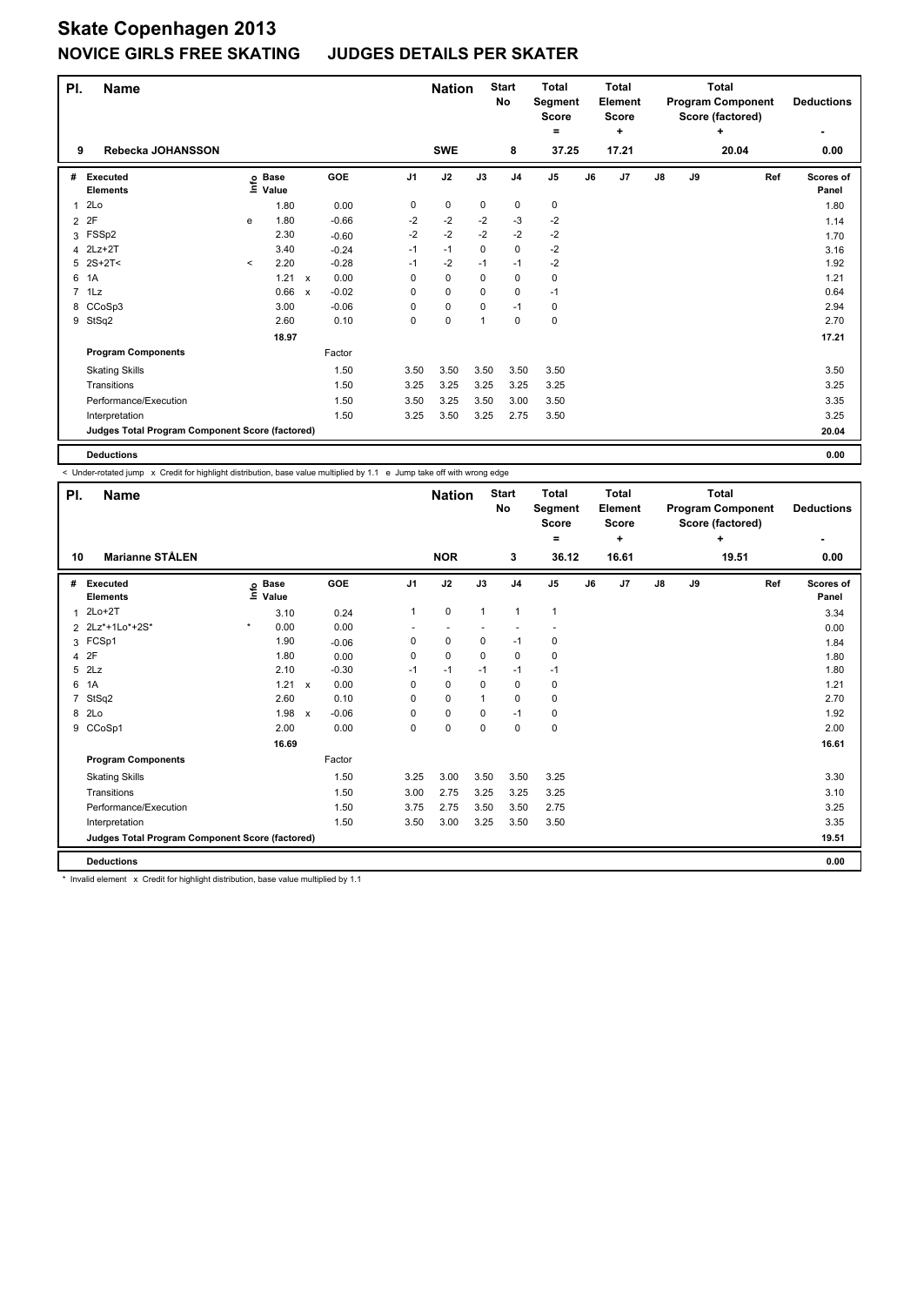# Skate Copenhagen 2013

## NOVICE GIRLS FREE SKATING JUDGES DETAILS PER SKATER

| Pl. | Name | Nation | Start No | Total Segment Score = | Total Element Score + | Total Program Component Score (factored) + | Deductions - |
|---|---|---|---|---|---|---|---|
| 9 | Rebecka JOHANSSON | SWE | 8 | 37.25 | 17.21 | 20.04 | 0.00 |

| # | Executed Elements | Info | Base Value | | GOE | J1 | J2 | J3 | J4 | J5 | J6 | J7 | J8 | J9 | Ref | Scores of Panel |
|---|---|---|---|---|---|---|---|---|---|---|---|---|---|---|---|---|
| 1 | 2Lo | | 1.80 | | 0.00 | 0 | 0 | 0 | 0 | 0 | | | | | | 1.80 |
| 2 | 2F | e | 1.80 | | -0.66 | -2 | -2 | -2 | -3 | -2 | | | | | | 1.14 |
| 3 | FSSp2 | | 2.30 | | -0.60 | -2 | -2 | -2 | -2 | -2 | | | | | | 1.70 |
| 4 | 2Lz+2T | | 3.40 | | -0.24 | -1 | -1 | 0 | 0 | -2 | | | | | | 3.16 |
| 5 | 2S+2T< | < | 2.20 | | -0.28 | -1 | -2 | -1 | -1 | -2 | | | | | | 1.92 |
| 6 | 1A | | 1.21 | x | 0.00 | 0 | 0 | 0 | 0 | 0 | | | | | | 1.21 |
| 7 | 1Lz | | 0.66 | x | -0.02 | 0 | 0 | 0 | 0 | -1 | | | | | | 0.64 |
| 8 | CCoSp3 | | 3.00 | | -0.06 | 0 | 0 | 0 | -1 | 0 | | | | | | 2.94 |
| 9 | StSq2 | | 2.60 | | 0.10 | 0 | 0 | 1 | 0 | 0 | | | | | | 2.70 |
| | | | 18.97 | | | | | | | | | | | | | 17.21 |
| | **Program Components** | | | | Factor | | | | | | | | | | | |
| | Skating Skills | | | | 1.50 | 3.50 | 3.50 | 3.50 | 3.50 | 3.50 | | | | | | 3.50 |
| | Transitions | | | | 1.50 | 3.25 | 3.25 | 3.25 | 3.25 | 3.25 | | | | | | 3.25 |
| | Performance/Execution | | | | 1.50 | 3.50 | 3.25 | 3.50 | 3.00 | 3.50 | | | | | | 3.35 |
| | Interpretation | | | | 1.50 | 3.25 | 3.50 | 3.25 | 2.75 | 3.50 | | | | | | 3.25 |
| | **Judges Total Program Component Score (factored)** | | | | | | | | | | | | | | | 20.04 |
| | **Deductions** | | | | | | | | | | | | | | | 0.00 |

< Under-rotated jump x Credit for highlight distribution, base value multiplied by 1.1 e Jump take off with wrong edge

| Pl. | Name | Nation | Start No | Total Segment Score = | Total Element Score + | Total Program Component Score (factored) + | Deductions - |
|---|---|---|---|---|---|---|---|
| 10 | Marianne STÅLEN | NOR | 3 | 36.12 | 16.61 | 19.51 | 0.00 |

| # | Executed Elements | Info | Base Value | | GOE | J1 | J2 | J3 | J4 | J5 | J6 | J7 | J8 | J9 | Ref | Scores of Panel |
|---|---|---|---|---|---|---|---|---|---|---|---|---|---|---|---|---|
| 1 | 2Lo+2T | | 3.10 | | 0.24 | 1 | 0 | 1 | 1 | 1 | | | | | | 3.34 |
| 2 | 2Lz*+1Lo*+2S* | * | 0.00 | | 0.00 | - | - | - | - | - | | | | | | 0.00 |
| 3 | FCSp1 | | 1.90 | | -0.06 | 0 | 0 | 0 | -1 | 0 | | | | | | 1.84 |
| 4 | 2F | | 1.80 | | 0.00 | 0 | 0 | 0 | 0 | 0 | | | | | | 1.80 |
| 5 | 2Lz | | 2.10 | | -0.30 | -1 | -1 | -1 | -1 | -1 | | | | | | 1.80 |
| 6 | 1A | | 1.21 | x | 0.00 | 0 | 0 | 0 | 0 | 0 | | | | | | 1.21 |
| 7 | StSq2 | | 2.60 | | 0.10 | 0 | 0 | 1 | 0 | 0 | | | | | | 2.70 |
| 8 | 2Lo | | 1.98 | x | -0.06 | 0 | 0 | 0 | -1 | 0 | | | | | | 1.92 |
| 9 | CCoSp1 | | 2.00 | | 0.00 | 0 | 0 | 0 | 0 | 0 | | | | | | 2.00 |
| | | | 16.69 | | | | | | | | | | | | | 16.61 |
| | **Program Components** | | | | Factor | | | | | | | | | | | |
| | Skating Skills | | | | 1.50 | 3.25 | 3.00 | 3.50 | 3.50 | 3.25 | | | | | | 3.30 |
| | Transitions | | | | 1.50 | 3.00 | 2.75 | 3.25 | 3.25 | 3.25 | | | | | | 3.10 |
| | Performance/Execution | | | | 1.50 | 3.75 | 2.75 | 3.50 | 3.50 | 2.75 | | | | | | 3.25 |
| | Interpretation | | | | 1.50 | 3.50 | 3.00 | 3.25 | 3.50 | 3.50 | | | | | | 3.35 |
| | **Judges Total Program Component Score (factored)** | | | | | | | | | | | | | | | 19.51 |
| | **Deductions** | | | | | | | | | | | | | | | 0.00 |

* Invalid element x Credit for highlight distribution, base value multiplied by 1.1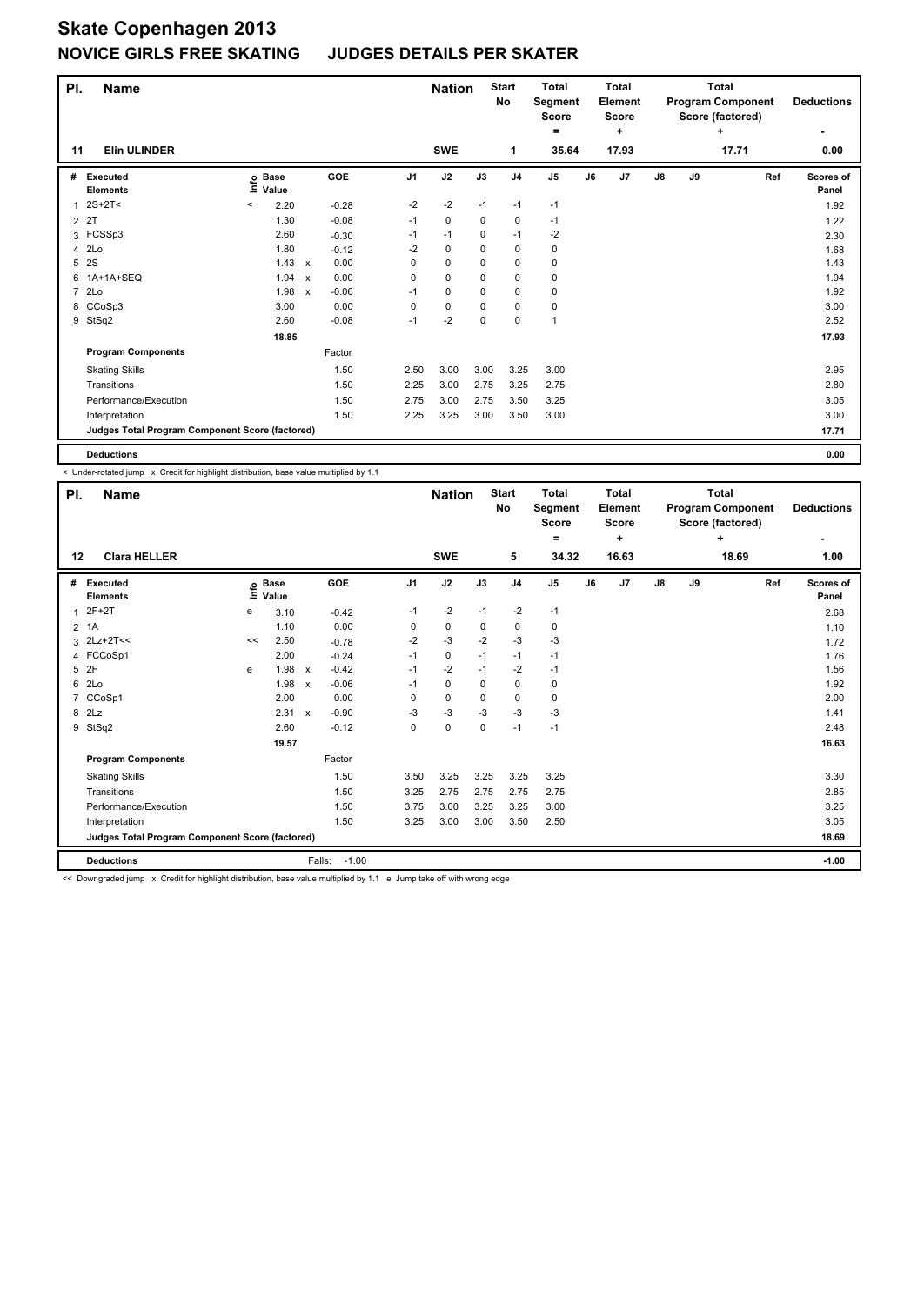# Skate Copenhagen 2013

## NOVICE GIRLS FREE SKATING JUDGES DETAILS PER SKATER

| Pl. | Name | Nation | Start No | Total Segment Score = | Total Element Score + | Total Program Component Score (factored) + | Deductions - |
|---|---|---|---|---|---|---|---|
| 11 | Elin ULINDER | SWE | 1 | 35.64 | 17.93 | 17.71 | 0.00 |

| # | Executed Elements | Info | Base Value | | GOE | J1 | J2 | J3 | J4 | J5 | J6 | J7 | J8 | J9 | Ref | Scores of Panel |
|---|---|---|---|---|---|---|---|---|---|---|---|---|---|---|---|---|
| 1 | 2S+2T< | < | 2.20 | | -0.28 | -2 | -2 | -1 | -1 | -1 | | | | | | 1.92 |
| 2 | 2T | | 1.30 | | -0.08 | -1 | 0 | 0 | 0 | -1 | | | | | | 1.22 |
| 3 | FCSSp3 | | 2.60 | | -0.30 | -1 | -1 | 0 | -1 | -2 | | | | | | 2.30 |
| 4 | 2Lo | | 1.80 | | -0.12 | -2 | 0 | 0 | 0 | 0 | | | | | | 1.68 |
| 5 | 2S | | 1.43 | x | 0.00 | 0 | 0 | 0 | 0 | 0 | | | | | | 1.43 |
| 6 | 1A+1A+SEQ | | 1.94 | x | 0.00 | 0 | 0 | 0 | 0 | 0 | | | | | | 1.94 |
| 7 | 2Lo | | 1.98 | x | -0.06 | -1 | 0 | 0 | 0 | 0 | | | | | | 1.92 |
| 8 | CCoSp3 | | 3.00 | | 0.00 | 0 | 0 | 0 | 0 | 0 | | | | | | 3.00 |
| 9 | StSq2 | | 2.60 | | -0.08 | -1 | -2 | 0 | 0 | 1 | | | | | | 2.52 |
| | | | 18.85 | | | | | | | | | | | | | 17.93 |
| | **Program Components** | | | | Factor | | | | | | | | | | | |
| | Skating Skills | | | | 1.50 | 2.50 | 3.00 | 3.00 | 3.25 | 3.00 | | | | | | 2.95 |
| | Transitions | | | | 1.50 | 2.25 | 3.00 | 2.75 | 3.25 | 2.75 | | | | | | 2.80 |
| | Performance/Execution | | | | 1.50 | 2.75 | 3.00 | 2.75 | 3.50 | 3.25 | | | | | | 3.05 |
| | Interpretation | | | | 1.50 | 2.25 | 3.25 | 3.00 | 3.50 | 3.00 | | | | | | 3.00 |
| | **Judges Total Program Component Score (factored)** | | | | | | | | | | | | | | | 17.71 |
| | **Deductions** | | | | | | | | | | | | | | | 0.00 |

< Under-rotated jump x Credit for highlight distribution, base value multiplied by 1.1

| Pl. | Name | Nation | Start No | Total Segment Score = | Total Element Score + | Total Program Component Score (factored) + | Deductions - |
|---|---|---|---|---|---|---|---|
| 12 | Clara HELLER | SWE | 5 | 34.32 | 16.63 | 18.69 | 1.00 |

| # | Executed Elements | Info | Base Value | | GOE | J1 | J2 | J3 | J4 | J5 | J6 | J7 | J8 | J9 | Ref | Scores of Panel |
|---|---|---|---|---|---|---|---|---|---|---|---|---|---|---|---|---|
| 1 | 2F+2T | e | 3.10 | | -0.42 | -1 | -2 | -1 | -2 | -1 | | | | | | 2.68 |
| 2 | 1A | | 1.10 | | 0.00 | 0 | 0 | 0 | 0 | 0 | | | | | | 1.10 |
| 3 | 2Lz+2T<< | << | 2.50 | | -0.78 | -2 | -3 | -2 | -3 | -3 | | | | | | 1.72 |
| 4 | FCCoSp1 | | 2.00 | | -0.24 | -1 | 0 | -1 | -1 | -1 | | | | | | 1.76 |
| 5 | 2F | e | 1.98 | x | -0.42 | -1 | -2 | -1 | -2 | -1 | | | | | | 1.56 |
| 6 | 2Lo | | 1.98 | x | -0.06 | -1 | 0 | 0 | 0 | 0 | | | | | | 1.92 |
| 7 | CCoSp1 | | 2.00 | | 0.00 | 0 | 0 | 0 | 0 | 0 | | | | | | 2.00 |
| 8 | 2Lz | | 2.31 | x | -0.90 | -3 | -3 | -3 | -3 | -3 | | | | | | 1.41 |
| 9 | StSq2 | | 2.60 | | -0.12 | 0 | 0 | 0 | -1 | -1 | | | | | | 2.48 |
| | | | 19.57 | | | | | | | | | | | | | 16.63 |
| | **Program Components** | | | | Factor | | | | | | | | | | | |
| | Skating Skills | | | | 1.50 | 3.50 | 3.25 | 3.25 | 3.25 | 3.25 | | | | | | 3.30 |
| | Transitions | | | | 1.50 | 3.25 | 2.75 | 2.75 | 2.75 | 2.75 | | | | | | 2.85 |
| | Performance/Execution | | | | 1.50 | 3.75 | 3.00 | 3.25 | 3.25 | 3.00 | | | | | | 3.25 |
| | Interpretation | | | | 1.50 | 3.25 | 3.00 | 3.00 | 3.50 | 2.50 | | | | | | 3.05 |
| | **Judges Total Program Component Score (factored)** | | | | | | | | | | | | | | | 18.69 |
| | **Deductions** | | | | Falls: -1.00 | | | | | | | | | | | -1.00 |

<< Downgraded jump x Credit for highlight distribution, base value multiplied by 1.1 e Jump take off with wrong edge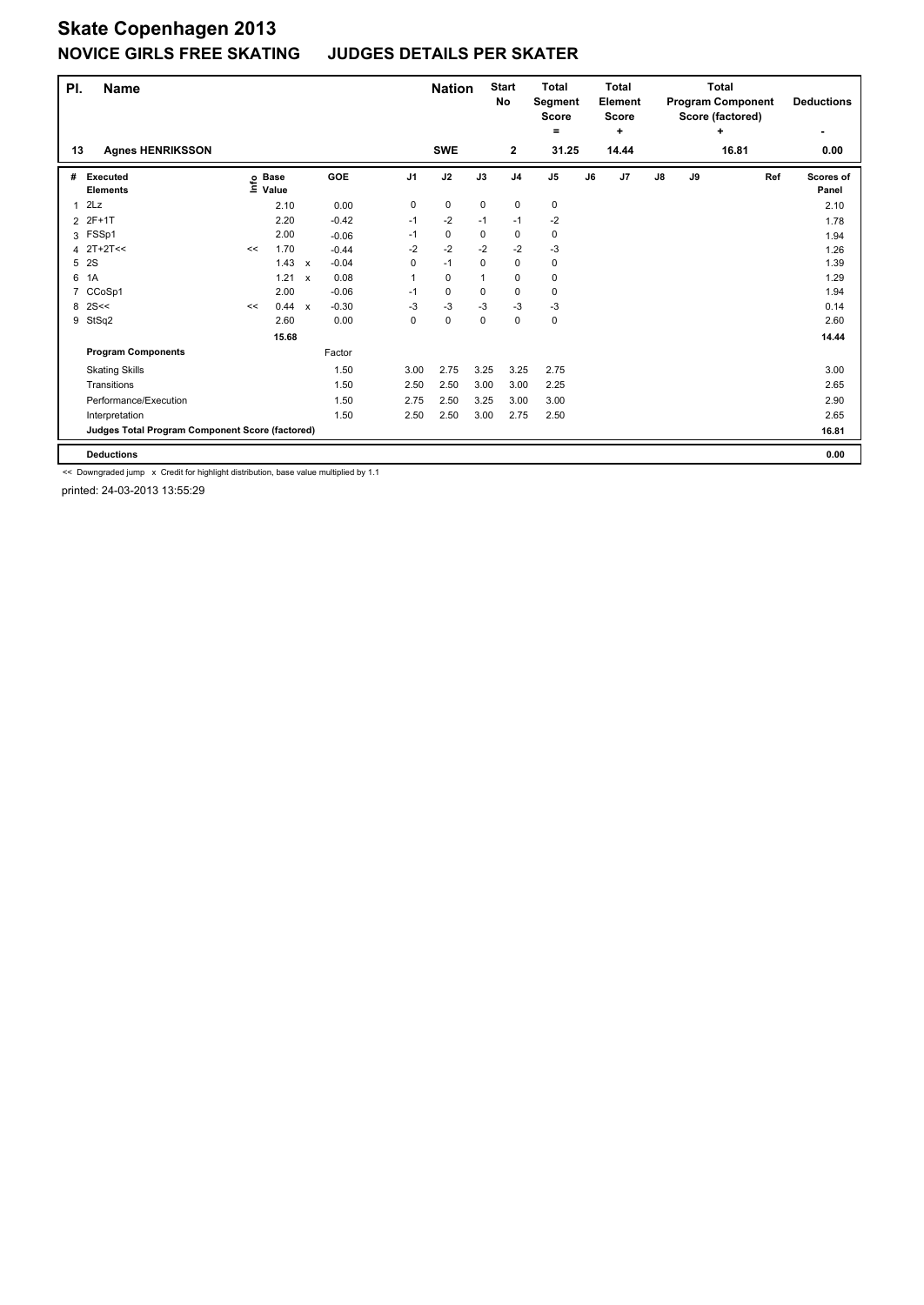# Skate Copenhagen 2013

## NOVICE GIRLS FREE SKATING JUDGES DETAILS PER SKATER

| Pl. | Name | Nation | Start No | Total Segment Score = | Total Element Score + | Total Program Component Score (factored) + | Deductions - |
|---|---|---|---|---|---|---|---|
| 13 | Agnes HENRIKSSON | SWE | 2 | 31.25 | 14.44 | 16.81 | 0.00 |

| # | Executed Elements | Info | Base Value | | GOE | J1 | J2 | J3 | J4 | J5 | J6 | J7 | J8 | J9 | Ref | Scores of Panel |
|---|---|---|---|---|---|---|---|---|---|---|---|---|---|---|---|---|
| 1 | 2Lz | | 2.10 | | 0.00 | 0 | 0 | 0 | 0 | 0 | | | | | | 2.10 |
| 2 | 2F+1T | | 2.20 | | -0.42 | -1 | -2 | -1 | -1 | -2 | | | | | | 1.78 |
| 3 | FSSp1 | | 2.00 | | -0.06 | -1 | 0 | 0 | 0 | 0 | | | | | | 1.94 |
| 4 | 2T+2T<< | << | 1.70 | | -0.44 | -2 | -2 | -2 | -2 | -3 | | | | | | 1.26 |
| 5 | 2S | | 1.43 | x | -0.04 | 0 | -1 | 0 | 0 | 0 | | | | | | 1.39 |
| 6 | 1A | | 1.21 | x | 0.08 | 1 | 0 | 1 | 0 | 0 | | | | | | 1.29 |
| 7 | CCoSp1 | | 2.00 | | -0.06 | -1 | 0 | 0 | 0 | 0 | | | | | | 1.94 |
| 8 | 2S<< | << | 0.44 | x | -0.30 | -3 | -3 | -3 | -3 | -3 | | | | | | 0.14 |
| 9 | StSq2 | | 2.60 | | 0.00 | 0 | 0 | 0 | 0 | 0 | | | | | | 2.60 |
| | | | 15.68 | | | | | | | | | | | | | 14.44 |
| | **Program Components** | | | | Factor | | | | | | | | | | | |
| | Skating Skills | | | | 1.50 | 3.00 | 2.75 | 3.25 | 3.25 | 2.75 | | | | | | 3.00 |
| | Transitions | | | | 1.50 | 2.50 | 2.50 | 3.00 | 3.00 | 2.25 | | | | | | 2.65 |
| | Performance/Execution | | | | 1.50 | 2.75 | 2.50 | 3.25 | 3.00 | 3.00 | | | | | | 2.90 |
| | Interpretation | | | | 1.50 | 2.50 | 2.50 | 3.00 | 2.75 | 2.50 | | | | | | 2.65 |
| | **Judges Total Program Component Score (factored)** | | | | | | | | | | | | | | | 16.81 |
| | **Deductions** | | | | | | | | | | | | | | | 0.00 |

<< Downgraded jump x Credit for highlight distribution, base value multiplied by 1.1

printed: 24-03-2013 13:55:29